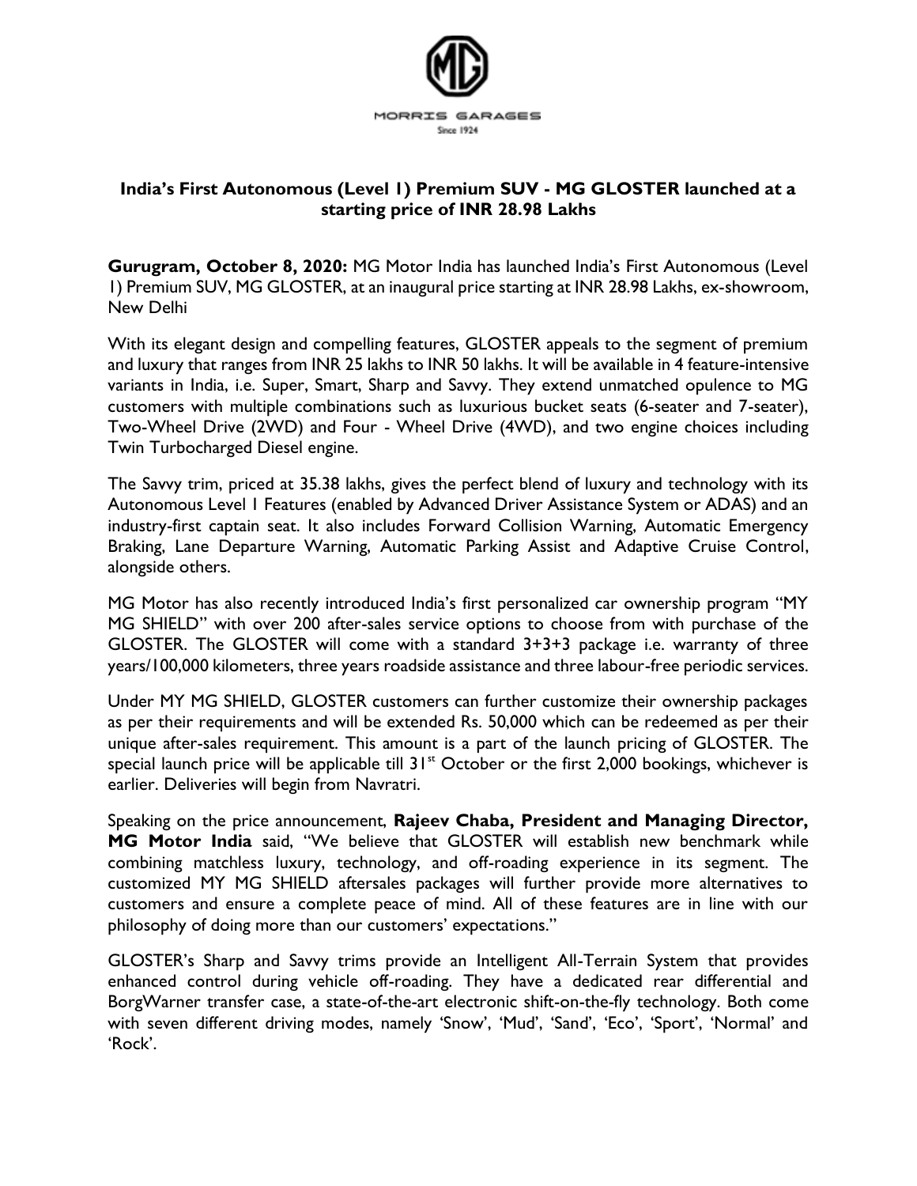MORRIS GARAGES

Since 1924

**India's First Autonomous (Level 1) Premium SUV - MG GLOSTER launched at a starting price of INR 28.98 Lakhs**

**Gurugram, October 8, 2020:** MG Motor India has launched India's First Autonomous (Level 1) Premium SUV, MG GLOSTER, at an inaugural price starting at INR 28.98 Lakhs, ex-showroom, New Delhi

With its elegant design and compelling features, GLOSTER appeals to the segment of premium and luxury that ranges from INR 25 lakhs to INR 50 lakhs. It will be available in 4 feature-intensive variants in India, i.e. Super, Smart, Sharp and Savvy. They extend unmatched opulence to MG customers with multiple combinations such as luxurious bucket seats (6-seater and 7-seater), Two-Wheel Drive (2WD) and Four - Wheel Drive (4WD), and two engine choices including Twin Turbocharged Diesel engine.

The Savvy trim, priced at 35.38 lakhs, gives the perfect blend of luxury and technology with its Autonomous Level 1 Features (enabled by Advanced Driver Assistance System or ADAS) and an industry-first captain seat. It also includes Forward Collision Warning, Automatic Emergency Braking, Lane Departure Warning, Automatic Parking Assist and Adaptive Cruise Control, alongside others.

MG Motor has also recently introduced India's first personalized car ownership program "MY MG SHIELD" with over 200 after-sales service options to choose from with purchase of the GLOSTER. The GLOSTER will come with a standard 3+3+3 package i.e. warranty of three years/100,000 kilometers, three years roadside assistance and three labour-free periodic services.

Under MY MG SHIELD, GLOSTER customers can further customize their ownership packages as per their requirements and will be extended Rs. 50,000 which can be redeemed as per their unique after-sales requirement. This amount is a part of the launch pricing of GLOSTER. The special launch price will be applicable till 31st October or the first 2,000 bookings, whichever is earlier. Deliveries will begin from Navratri.

Speaking on the price announcement, **Rajeev Chaba, President and Managing Director, MG Motor India** said, "We believe that GLOSTER will establish new benchmark while combining matchless luxury, technology, and off-roading experience in its segment. The customized MY MG SHIELD aftersales packages will further provide more alternatives to customers and ensure a complete peace of mind. All of these features are in line with our philosophy of doing more than our customers' expectations."

GLOSTER's Sharp and Savvy trims provide an Intelligent All-Terrain System that provides enhanced control during vehicle off-roading. They have a dedicated rear differential and BorgWarner transfer case, a state-of-the-art electronic shift-on-the-fly technology. Both come with seven different driving modes, namely 'Snow', 'Mud', 'Sand', 'Eco', 'Sport', 'Normal' and 'Rock'.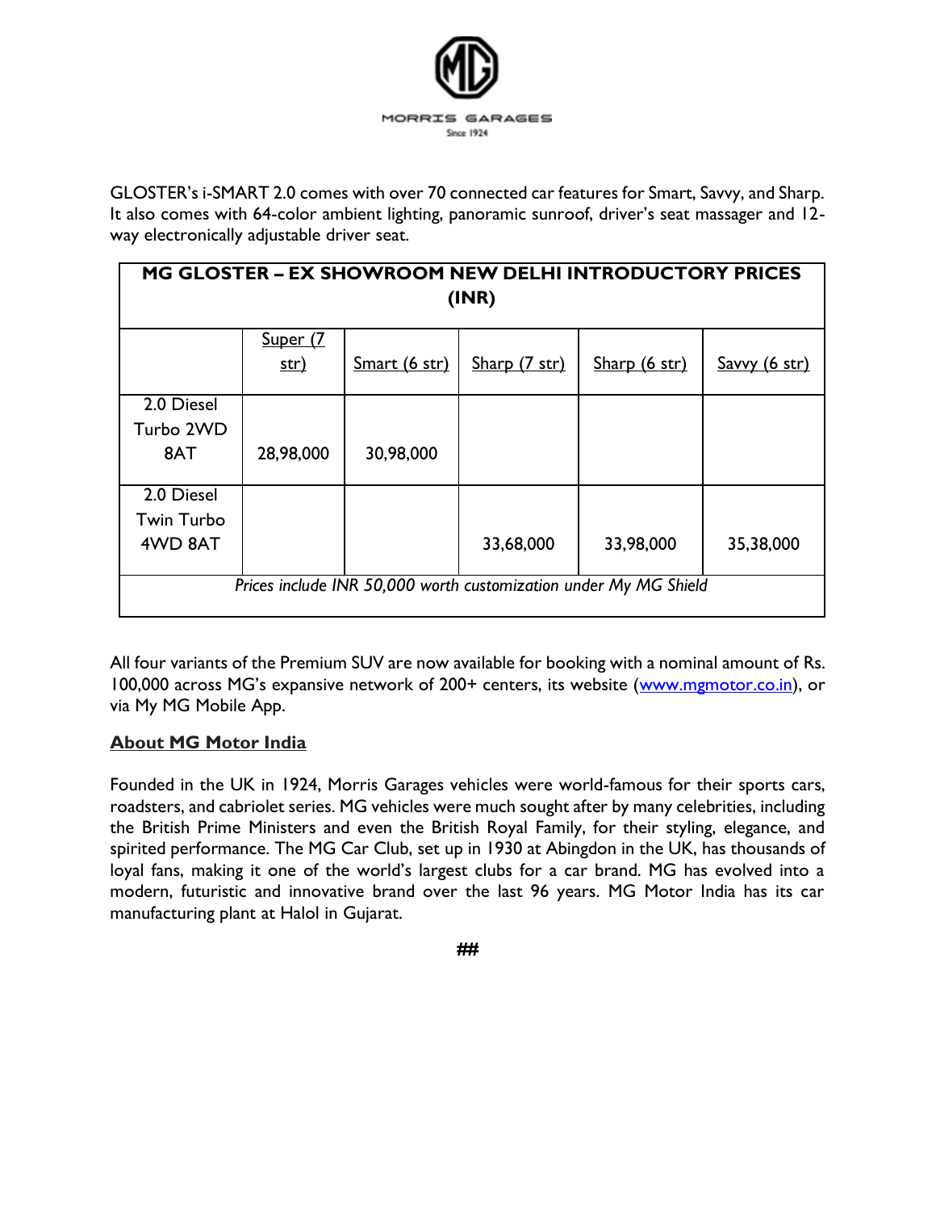GLOSTER's i-SMART 2.0 comes with over 70 connected car features for Smart, Savvy, and Sharp. It also comes with 64-color ambient lighting, panoramic sunroof, driver's seat massager and 12-way electronically adjustable driver seat.

| MG GLOSTER – EX SHOWROOM NEW DELHI INTRODUCTORY PRICES (INR) | | | | | |
|---|---|---|---|---|---|
| | Super (7 str) | Smart (6 str) | Sharp (7 str) | Sharp (6 str) | Savvy (6 str) |
| 2.0 Diesel Turbo 2WD 8AT | 28,98,000 | 30,98,000 | | | |
| 2.0 Diesel Twin Turbo 4WD 8AT | | | 33,68,000 | 33,98,000 | 35,38,000 |
| *Prices include INR 50,000 worth customization under My MG Shield* | | | | | |

All four variants of the Premium SUV are now available for booking with a nominal amount of Rs. 100,000 across MG's expansive network of 200+ centers, its website (www.mgmotor.co.in), or via My MG Mobile App.

## About MG Motor India

Founded in the UK in 1924, Morris Garages vehicles were world-famous for their sports cars, roadsters, and cabriolet series. MG vehicles were much sought after by many celebrities, including the British Prime Ministers and even the British Royal Family, for their styling, elegance, and spirited performance. The MG Car Club, set up in 1930 at Abingdon in the UK, has thousands of loyal fans, making it one of the world's largest clubs for a car brand. MG has evolved into a modern, futuristic and innovative brand over the last 96 years. MG Motor India has its car manufacturing plant at Halol in Gujarat.

##